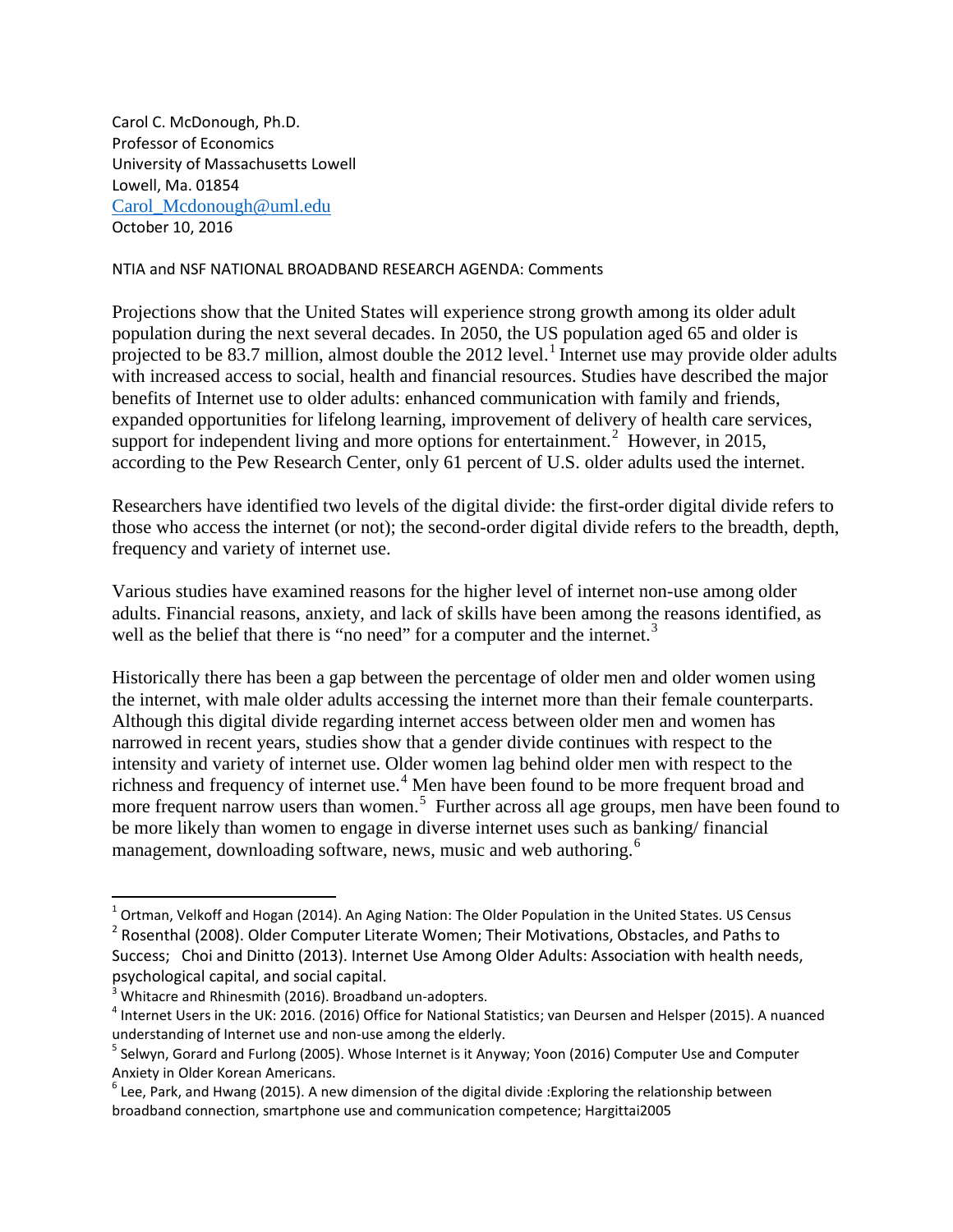Carol C. McDonough, Ph.D.
Professor of Economics
University of Massachusetts Lowell
Lowell, Ma. 01854
Carol_Mcdonough@uml.edu
October 10, 2016

NTIA and NSF NATIONAL BROADBAND RESEARCH AGENDA: Comments

Projections show that the United States will experience strong growth among its older adult population during the next several decades. In 2050, the US population aged 65 and older is projected to be 83.7 million, almost double the 2012 level.[1] Internet use may provide older adults with increased access to social, health and financial resources. Studies have described the major benefits of Internet use to older adults: enhanced communication with family and friends, expanded opportunities for lifelong learning, improvement of delivery of health care services, support for independent living and more options for entertainment.[2] However, in 2015, according to the Pew Research Center, only 61 percent of U.S. older adults used the internet.

Researchers have identified two levels of the digital divide: the first-order digital divide refers to those who access the internet (or not); the second-order digital divide refers to the breadth, depth, frequency and variety of internet use.

Various studies have examined reasons for the higher level of internet non-use among older adults. Financial reasons, anxiety, and lack of skills have been among the reasons identified, as well as the belief that there is "no need" for a computer and the internet.[3]

Historically there has been a gap between the percentage of older men and older women using the internet, with male older adults accessing the internet more than their female counterparts. Although this digital divide regarding internet access between older men and women has narrowed in recent years, studies show that a gender divide continues with respect to the intensity and variety of internet use. Older women lag behind older men with respect to the richness and frequency of internet use.[4] Men have been found to be more frequent broad and more frequent narrow users than women.[5] Further across all age groups, men have been found to be more likely than women to engage in diverse internet uses such as banking/ financial management, downloading software, news, music and web authoring.[6]

---

[1] Ortman, Velkoff and Hogan (2014). An Aging Nation: The Older Population in the United States. US Census

[2] Rosenthal (2008). Older Computer Literate Women; Their Motivations, Obstacles, and Paths to Success; Choi and Dinitto (2013). Internet Use Among Older Adults: Association with health needs, psychological capital, and social capital.

[3] Whitacre and Rhinesmith (2016). Broadband un-adopters.

[4] Internet Users in the UK: 2016. (2016) Office for National Statistics; van Deursen and Helsper (2015). A nuanced understanding of Internet use and non-use among the elderly.

[5] Selwyn, Gorard and Furlong (2005). Whose Internet is it Anyway; Yoon (2016) Computer Use and Computer Anxiety in Older Korean Americans.

[6] Lee, Park, and Hwang (2015). A new dimension of the digital divide :Exploring the relationship between broadband connection, smartphone use and communication competence; Hargittai2005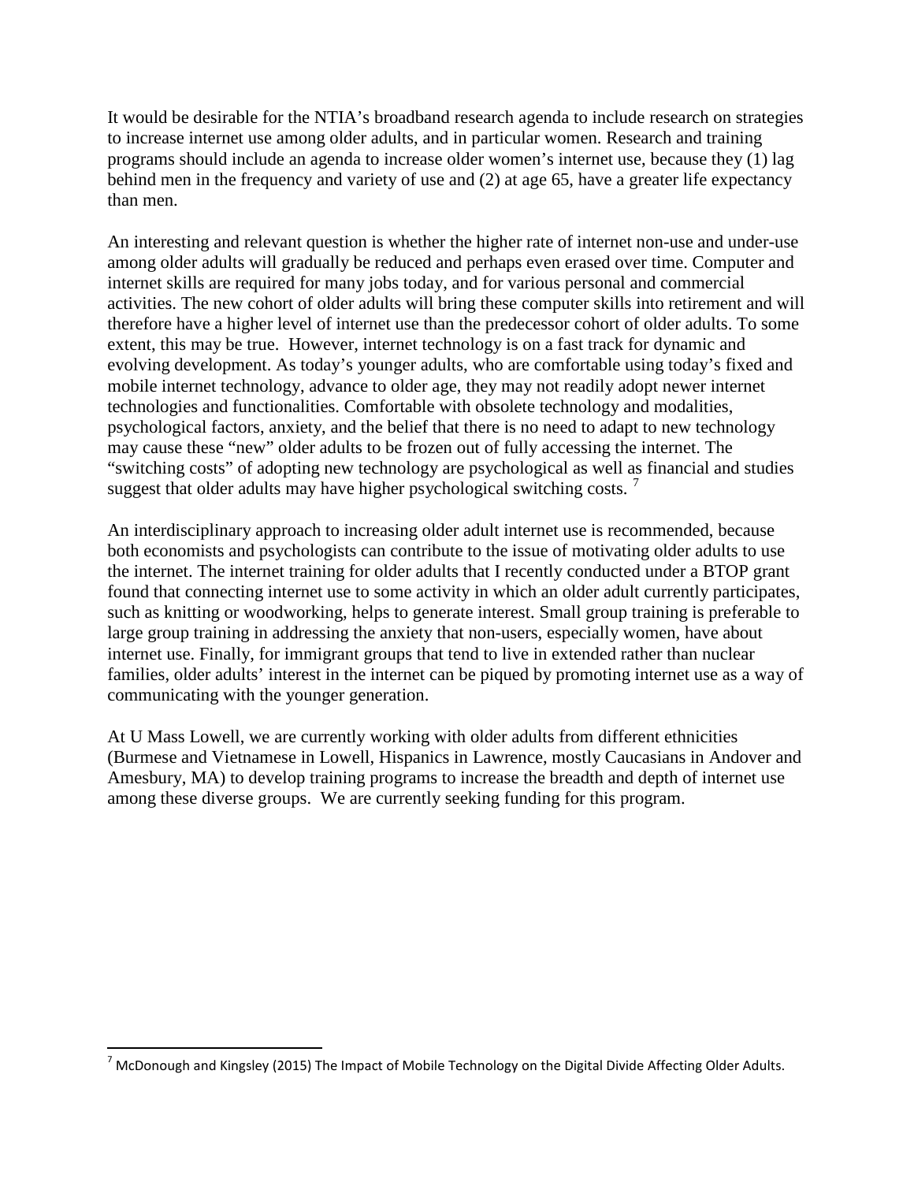It would be desirable for the NTIA's broadband research agenda to include research on strategies to increase internet use among older adults, and in particular women. Research and training programs should include an agenda to increase older women's internet use, because they (1) lag behind men in the frequency and variety of use and (2) at age 65, have a greater life expectancy than men.

An interesting and relevant question is whether the higher rate of internet non-use and under-use among older adults will gradually be reduced and perhaps even erased over time. Computer and internet skills are required for many jobs today, and for various personal and commercial activities. The new cohort of older adults will bring these computer skills into retirement and will therefore have a higher level of internet use than the predecessor cohort of older adults. To some extent, this may be true. However, internet technology is on a fast track for dynamic and evolving development. As today's younger adults, who are comfortable using today's fixed and mobile internet technology, advance to older age, they may not readily adopt newer internet technologies and functionalities. Comfortable with obsolete technology and modalities, psychological factors, anxiety, and the belief that there is no need to adapt to new technology may cause these "new" older adults to be frozen out of fully accessing the internet. The "switching costs" of adopting new technology are psychological as well as financial and studies suggest that older adults may have higher psychological switching costs. [7]

An interdisciplinary approach to increasing older adult internet use is recommended, because both economists and psychologists can contribute to the issue of motivating older adults to use the internet. The internet training for older adults that I recently conducted under a BTOP grant found that connecting internet use to some activity in which an older adult currently participates, such as knitting or woodworking, helps to generate interest. Small group training is preferable to large group training in addressing the anxiety that non-users, especially women, have about internet use. Finally, for immigrant groups that tend to live in extended rather than nuclear families, older adults' interest in the internet can be piqued by promoting internet use as a way of communicating with the younger generation.

At U Mass Lowell, we are currently working with older adults from different ethnicities (Burmese and Vietnamese in Lowell, Hispanics in Lawrence, mostly Caucasians in Andover and Amesbury, MA) to develop training programs to increase the breadth and depth of internet use among these diverse groups. We are currently seeking funding for this program.

[7] McDonough and Kingsley (2015) The Impact of Mobile Technology on the Digital Divide Affecting Older Adults.